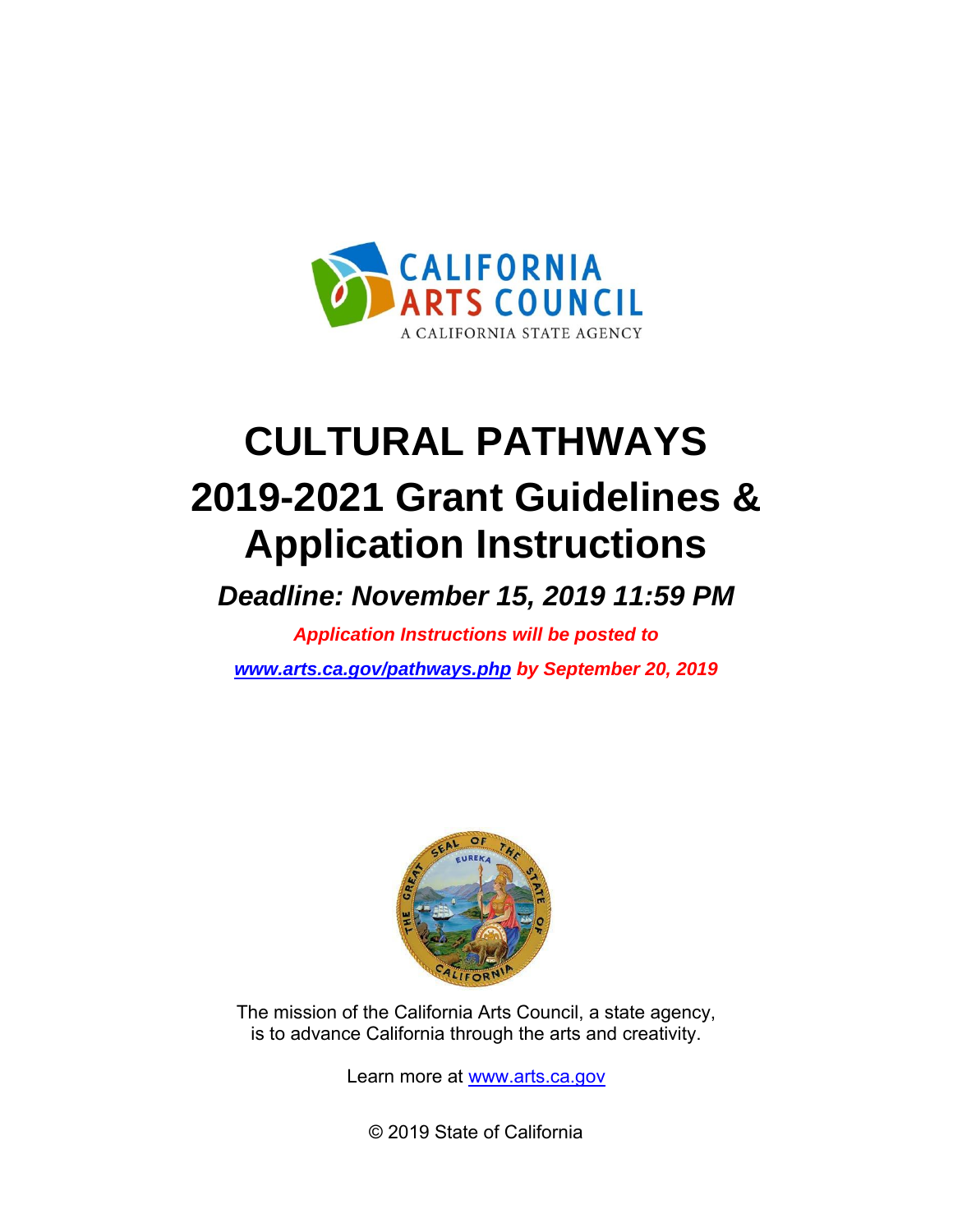CALIFORNIA ARTS COUNCIL

A CALIFORNIA STATE AGENCY

# CULTURAL PATHWAYS

# 2019-2021 Grant Guidelines & Application Instructions

## *Deadline: November 15, 2019 11:59 PM*

***Application Instructions will be posted to [www.arts.ca.gov/pathways.php](www.arts.ca.gov/pathways.php) by September 20, 2019***

The mission of the California Arts Council, a state agency, is to advance California through the arts and creativity.

Learn more at [www.arts.ca.gov](www.arts.ca.gov)

© 2019 State of California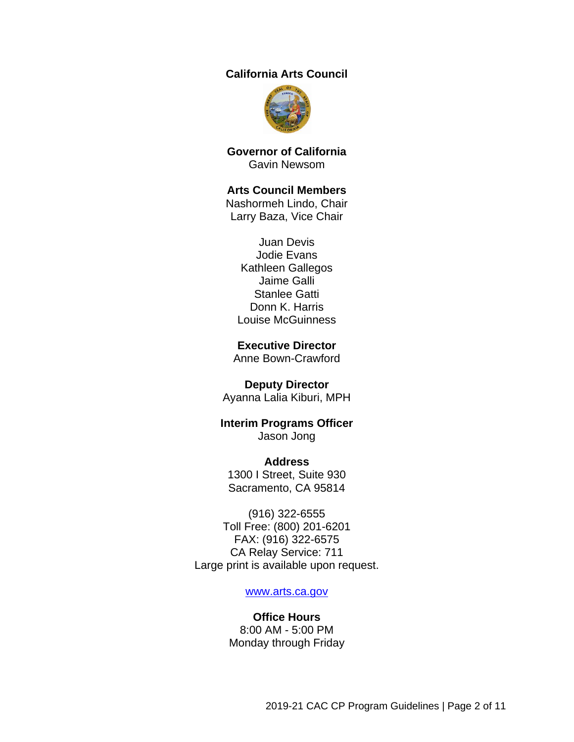**California Arts Council**

**Governor of California**
Gavin Newsom

**Arts Council Members**
Nashormeh Lindo, Chair
Larry Baza, Vice Chair

Juan Devis
Jodie Evans
Kathleen Gallegos
Jaime Galli
Stanlee Gatti
Donn K. Harris
Louise McGuinness

**Executive Director**
Anne Bown-Crawford

**Deputy Director**
Ayanna Lalia Kiburi, MPH

**Interim Programs Officer**
Jason Jong

**Address**
1300 I Street, Suite 930
Sacramento, CA 95814

(916) 322-6555
Toll Free: (800) 201-6201
FAX: (916) 322-6575
CA Relay Service: 711
Large print is available upon request.

www.arts.ca.gov

**Office Hours**
8:00 AM - 5:00 PM
Monday through Friday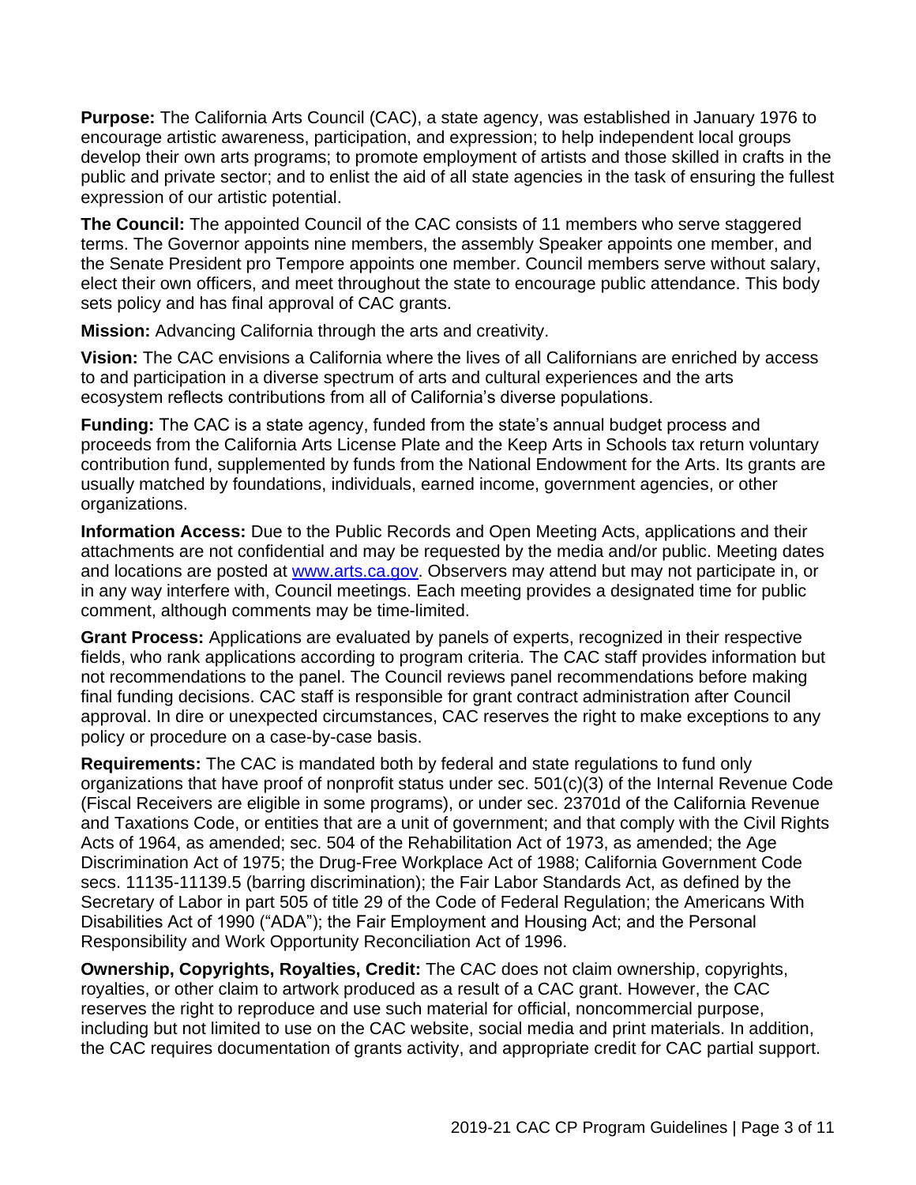**Purpose:** The California Arts Council (CAC), a state agency, was established in January 1976 to encourage artistic awareness, participation, and expression; to help independent local groups develop their own arts programs; to promote employment of artists and those skilled in crafts in the public and private sector; and to enlist the aid of all state agencies in the task of ensuring the fullest expression of our artistic potential.

**The Council:** The appointed Council of the CAC consists of 11 members who serve staggered terms. The Governor appoints nine members, the assembly Speaker appoints one member, and the Senate President pro Tempore appoints one member. Council members serve without salary, elect their own officers, and meet throughout the state to encourage public attendance. This body sets policy and has final approval of CAC grants.

**Mission:** Advancing California through the arts and creativity.

**Vision:** The CAC envisions a California where the lives of all Californians are enriched by access to and participation in a diverse spectrum of arts and cultural experiences and the arts ecosystem reflects contributions from all of California's diverse populations.

**Funding:** The CAC is a state agency, funded from the state's annual budget process and proceeds from the California Arts License Plate and the Keep Arts in Schools tax return voluntary contribution fund, supplemented by funds from the National Endowment for the Arts. Its grants are usually matched by foundations, individuals, earned income, government agencies, or other organizations.

**Information Access:** Due to the Public Records and Open Meeting Acts, applications and their attachments are not confidential and may be requested by the media and/or public. Meeting dates and locations are posted at [www.arts.ca.gov](http://www.arts.ca.gov). Observers may attend but may not participate in, or in any way interfere with, Council meetings. Each meeting provides a designated time for public comment, although comments may be time-limited.

**Grant Process:** Applications are evaluated by panels of experts, recognized in their respective fields, who rank applications according to program criteria. The CAC staff provides information but not recommendations to the panel. The Council reviews panel recommendations before making final funding decisions. CAC staff is responsible for grant contract administration after Council approval. In dire or unexpected circumstances, CAC reserves the right to make exceptions to any policy or procedure on a case-by-case basis.

**Requirements:** The CAC is mandated both by federal and state regulations to fund only organizations that have proof of nonprofit status under sec. 501(c)(3) of the Internal Revenue Code (Fiscal Receivers are eligible in some programs), or under sec. 23701d of the California Revenue and Taxations Code, or entities that are a unit of government; and that comply with the Civil Rights Acts of 1964, as amended; sec. 504 of the Rehabilitation Act of 1973, as amended; the Age Discrimination Act of 1975; the Drug-Free Workplace Act of 1988; California Government Code secs. 11135-11139.5 (barring discrimination); the Fair Labor Standards Act, as defined by the Secretary of Labor in part 505 of title 29 of the Code of Federal Regulation; the Americans With Disabilities Act of 1990 ("ADA"); the Fair Employment and Housing Act; and the Personal Responsibility and Work Opportunity Reconciliation Act of 1996.

**Ownership, Copyrights, Royalties, Credit:** The CAC does not claim ownership, copyrights, royalties, or other claim to artwork produced as a result of a CAC grant. However, the CAC reserves the right to reproduce and use such material for official, noncommercial purpose, including but not limited to use on the CAC website, social media and print materials. In addition, the CAC requires documentation of grants activity, and appropriate credit for CAC partial support.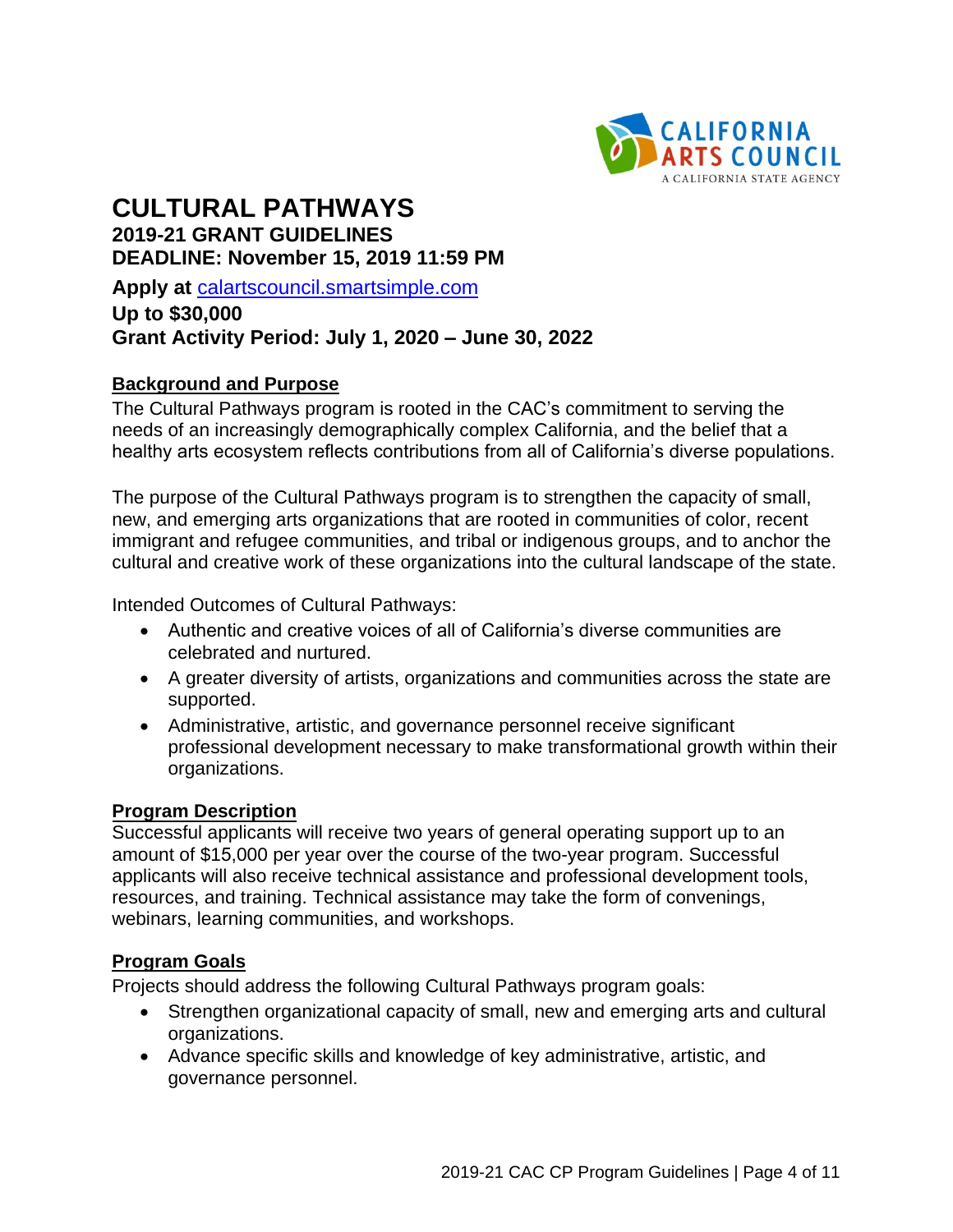# CULTURAL PATHWAYS

## 2019-21 GRANT GUIDELINES

## DEADLINE: November 15, 2019 11:59 PM

**Apply at** calartscouncil.smartsimple.com

**Up to $30,000**

**Grant Activity Period: July 1, 2020 – June 30, 2022**

### Background and Purpose

The Cultural Pathways program is rooted in the CAC's commitment to serving the needs of an increasingly demographically complex California, and the belief that a healthy arts ecosystem reflects contributions from all of California's diverse populations.

The purpose of the Cultural Pathways program is to strengthen the capacity of small, new, and emerging arts organizations that are rooted in communities of color, recent immigrant and refugee communities, and tribal or indigenous groups, and to anchor the cultural and creative work of these organizations into the cultural landscape of the state.

Intended Outcomes of Cultural Pathways:

- Authentic and creative voices of all of California's diverse communities are celebrated and nurtured.
- A greater diversity of artists, organizations and communities across the state are supported.
- Administrative, artistic, and governance personnel receive significant professional development necessary to make transformational growth within their organizations.

### Program Description

Successful applicants will receive two years of general operating support up to an amount of $15,000 per year over the course of the two-year program. Successful applicants will also receive technical assistance and professional development tools, resources, and training. Technical assistance may take the form of convenings, webinars, learning communities, and workshops.

### Program Goals

Projects should address the following Cultural Pathways program goals:

- Strengthen organizational capacity of small, new and emerging arts and cultural organizations.
- Advance specific skills and knowledge of key administrative, artistic, and governance personnel.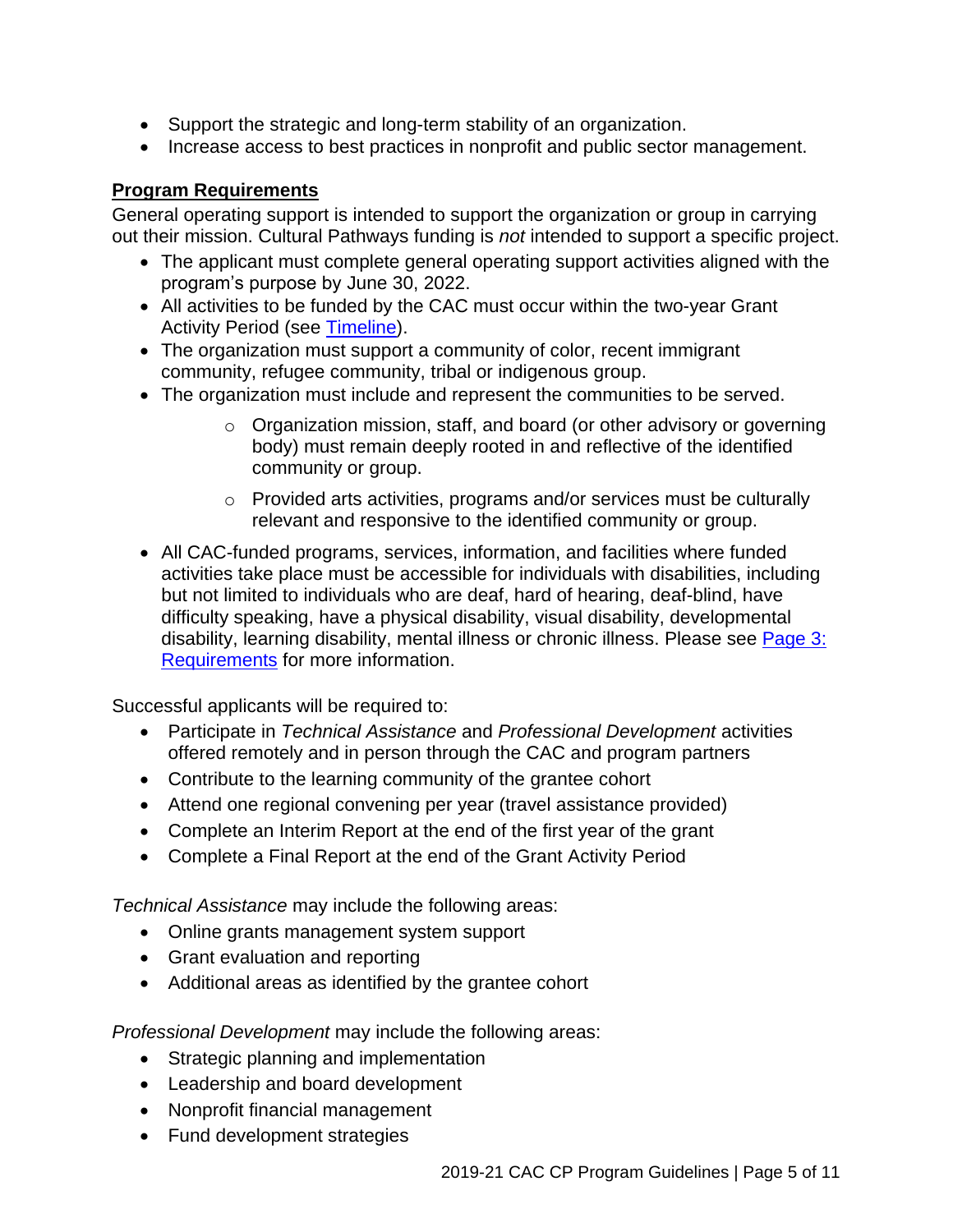- Support the strategic and long-term stability of an organization.
- Increase access to best practices in nonprofit and public sector management.

**Program Requirements**

General operating support is intended to support the organization or group in carrying out their mission. Cultural Pathways funding is *not* intended to support a specific project.

- The applicant must complete general operating support activities aligned with the program's purpose by June 30, 2022.
- All activities to be funded by the CAC must occur within the two-year Grant Activity Period (see [Timeline]).
- The organization must support a community of color, recent immigrant community, refugee community, tribal or indigenous group.
- The organization must include and represent the communities to be served.
  - Organization mission, staff, and board (or other advisory or governing body) must remain deeply rooted in and reflective of the identified community or group.
  - Provided arts activities, programs and/or services must be culturally relevant and responsive to the identified community or group.
- All CAC-funded programs, services, information, and facilities where funded activities take place must be accessible for individuals with disabilities, including but not limited to individuals who are deaf, hard of hearing, deaf-blind, have difficulty speaking, have a physical disability, visual disability, developmental disability, learning disability, mental illness or chronic illness. Please see [Page 3: Requirements] for more information.

Successful applicants will be required to:

- Participate in *Technical Assistance* and *Professional Development* activities offered remotely and in person through the CAC and program partners
- Contribute to the learning community of the grantee cohort
- Attend one regional convening per year (travel assistance provided)
- Complete an Interim Report at the end of the first year of the grant
- Complete a Final Report at the end of the Grant Activity Period

*Technical Assistance* may include the following areas:

- Online grants management system support
- Grant evaluation and reporting
- Additional areas as identified by the grantee cohort

*Professional Development* may include the following areas:

- Strategic planning and implementation
- Leadership and board development
- Nonprofit financial management
- Fund development strategies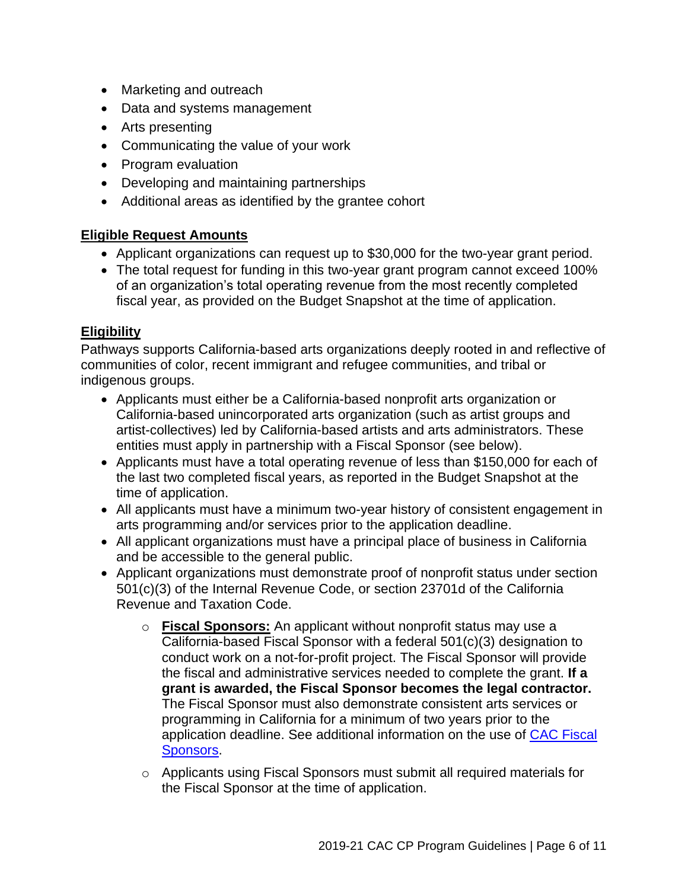- Marketing and outreach
- Data and systems management
- Arts presenting
- Communicating the value of your work
- Program evaluation
- Developing and maintaining partnerships
- Additional areas as identified by the grantee cohort

## Eligible Request Amounts

- Applicant organizations can request up to $30,000 for the two-year grant period.
- The total request for funding in this two-year grant program cannot exceed 100% of an organization's total operating revenue from the most recently completed fiscal year, as provided on the Budget Snapshot at the time of application.

## Eligibility

Pathways supports California-based arts organizations deeply rooted in and reflective of communities of color, recent immigrant and refugee communities, and tribal or indigenous groups.

- Applicants must either be a California-based nonprofit arts organization or California-based unincorporated arts organization (such as artist groups and artist-collectives) led by California-based artists and arts administrators. These entities must apply in partnership with a Fiscal Sponsor (see below).
- Applicants must have a total operating revenue of less than $150,000 for each of the last two completed fiscal years, as reported in the Budget Snapshot at the time of application.
- All applicants must have a minimum two-year history of consistent engagement in arts programming and/or services prior to the application deadline.
- All applicant organizations must have a principal place of business in California and be accessible to the general public.
- Applicant organizations must demonstrate proof of nonprofit status under section 501(c)(3) of the Internal Revenue Code, or section 23701d of the California Revenue and Taxation Code.
    - **Fiscal Sponsors:** An applicant without nonprofit status may use a California-based Fiscal Sponsor with a federal 501(c)(3) designation to conduct work on a not-for-profit project. The Fiscal Sponsor will provide the fiscal and administrative services needed to complete the grant. **If a grant is awarded, the Fiscal Sponsor becomes the legal contractor.** The Fiscal Sponsor must also demonstrate consistent arts services or programming in California for a minimum of two years prior to the application deadline. See additional information on the use of CAC Fiscal Sponsors.
    - Applicants using Fiscal Sponsors must submit all required materials for the Fiscal Sponsor at the time of application.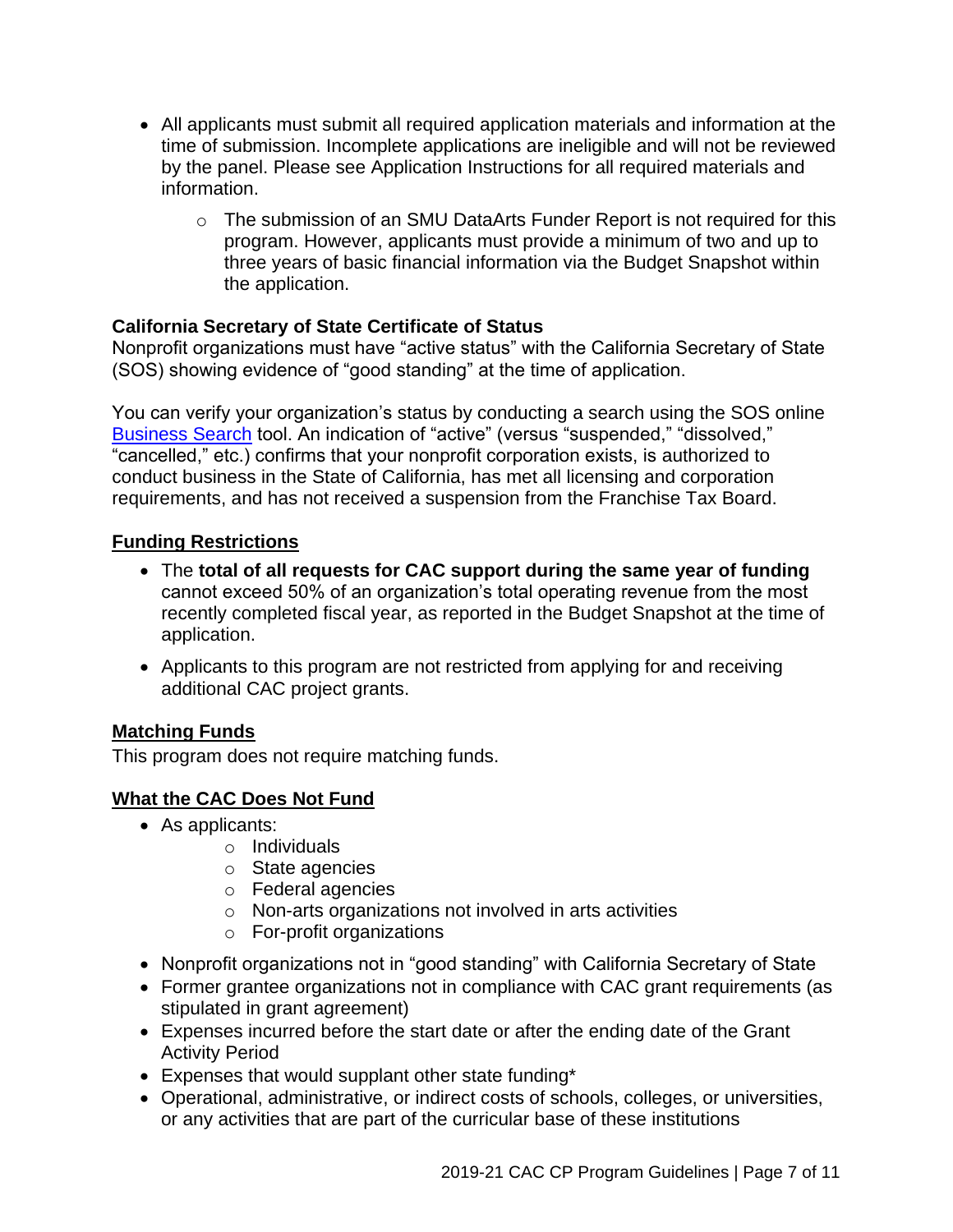- All applicants must submit all required application materials and information at the time of submission. Incomplete applications are ineligible and will not be reviewed by the panel. Please see Application Instructions for all required materials and information.
    - The submission of an SMU DataArts Funder Report is not required for this program. However, applicants must provide a minimum of two and up to three years of basic financial information via the Budget Snapshot within the application.

**California Secretary of State Certificate of Status**
Nonprofit organizations must have "active status" with the California Secretary of State (SOS) showing evidence of "good standing" at the time of application.

You can verify your organization's status by conducting a search using the SOS online [Business Search](#) tool. An indication of "active" (versus "suspended," "dissolved," "cancelled," etc.) confirms that your nonprofit corporation exists, is authorized to conduct business in the State of California, has met all licensing and corporation requirements, and has not received a suspension from the Franchise Tax Board.

## Funding Restrictions

- The **total of all requests for CAC support during the same year of funding** cannot exceed 50% of an organization's total operating revenue from the most recently completed fiscal year, as reported in the Budget Snapshot at the time of application.
- Applicants to this program are not restricted from applying for and receiving additional CAC project grants.

## Matching Funds

This program does not require matching funds.

## What the CAC Does Not Fund

- As applicants:
    - Individuals
    - State agencies
    - Federal agencies
    - Non-arts organizations not involved in arts activities
    - For-profit organizations
- Nonprofit organizations not in "good standing" with California Secretary of State
- Former grantee organizations not in compliance with CAC grant requirements (as stipulated in grant agreement)
- Expenses incurred before the start date or after the ending date of the Grant Activity Period
- Expenses that would supplant other state funding*
- Operational, administrative, or indirect costs of schools, colleges, or universities, or any activities that are part of the curricular base of these institutions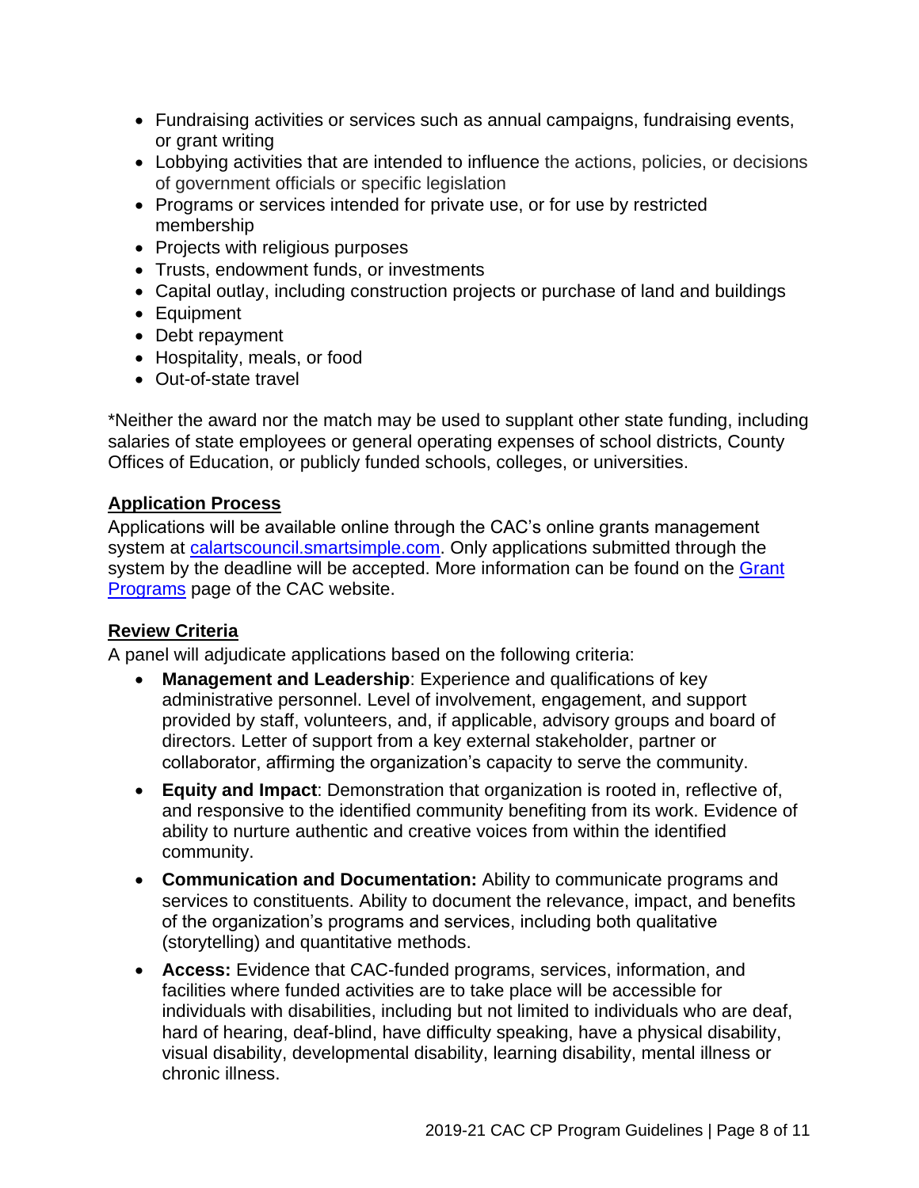- Fundraising activities or services such as annual campaigns, fundraising events, or grant writing
- Lobbying activities that are intended to influence the actions, policies, or decisions of government officials or specific legislation
- Programs or services intended for private use, or for use by restricted membership
- Projects with religious purposes
- Trusts, endowment funds, or investments
- Capital outlay, including construction projects or purchase of land and buildings
- Equipment
- Debt repayment
- Hospitality, meals, or food
- Out-of-state travel

*Neither the award nor the match may be used to supplant other state funding, including salaries of state employees or general operating expenses of school districts, County Offices of Education, or publicly funded schools, colleges, or universities.

## Application Process

Applications will be available online through the CAC's online grants management system at [calartscouncil.smartsimple.com](calartscouncil.smartsimple.com). Only applications submitted through the system by the deadline will be accepted. More information can be found on the [Grant Programs](#) page of the CAC website.

## Review Criteria

A panel will adjudicate applications based on the following criteria:

- **Management and Leadership**: Experience and qualifications of key administrative personnel. Level of involvement, engagement, and support provided by staff, volunteers, and, if applicable, advisory groups and board of directors. Letter of support from a key external stakeholder, partner or collaborator, affirming the organization's capacity to serve the community.
- **Equity and Impact**: Demonstration that organization is rooted in, reflective of, and responsive to the identified community benefiting from its work. Evidence of ability to nurture authentic and creative voices from within the identified community.
- **Communication and Documentation:** Ability to communicate programs and services to constituents. Ability to document the relevance, impact, and benefits of the organization's programs and services, including both qualitative (storytelling) and quantitative methods.
- **Access:** Evidence that CAC-funded programs, services, information, and facilities where funded activities are to take place will be accessible for individuals with disabilities, including but not limited to individuals who are deaf, hard of hearing, deaf-blind, have difficulty speaking, have a physical disability, visual disability, developmental disability, learning disability, mental illness or chronic illness.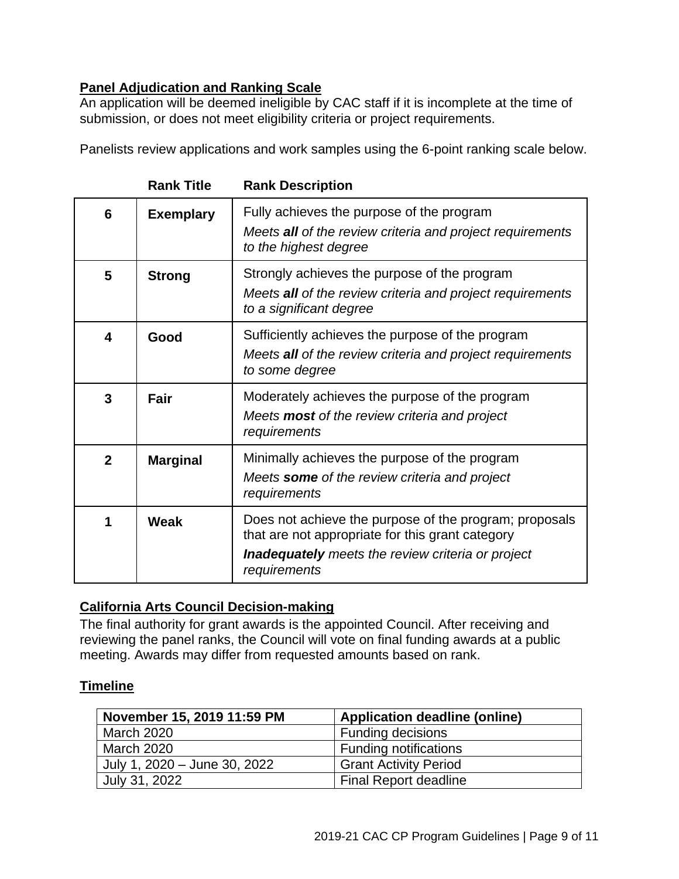## Panel Adjudication and Ranking Scale

An application will be deemed ineligible by CAC staff if it is incomplete at the time of submission, or does not meet eligibility criteria or project requirements.

Panelists review applications and work samples using the 6-point ranking scale below.

| | Rank Title | Rank Description |
|---|---|---|
| 6 | **Exemplary** | Fully achieves the purpose of the program<br>*Meets **all** of the review criteria and project requirements to the highest degree* |
| 5 | **Strong** | Strongly achieves the purpose of the program<br>*Meets **all** of the review criteria and project requirements to a significant degree* |
| 4 | **Good** | Sufficiently achieves the purpose of the program<br>*Meets **all** of the review criteria and project requirements to some degree* |
| 3 | **Fair** | Moderately achieves the purpose of the program<br>*Meets **most** of the review criteria and project requirements* |
| 2 | **Marginal** | Minimally achieves the purpose of the program<br>*Meets **some** of the review criteria and project requirements* |
| 1 | **Weak** | Does not achieve the purpose of the program; proposals that are not appropriate for this grant category<br>***Inadequately** meets the review criteria or project requirements* |

## California Arts Council Decision-making

The final authority for grant awards is the appointed Council. After receiving and reviewing the panel ranks, the Council will vote on final funding awards at a public meeting. Awards may differ from requested amounts based on rank.

## Timeline

| November 15, 2019 11:59 PM | Application deadline (online) |
|---|---|
| March 2020 | Funding decisions |
| March 2020 | Funding notifications |
| July 1, 2020 – June 30, 2022 | Grant Activity Period |
| July 31, 2022 | Final Report deadline |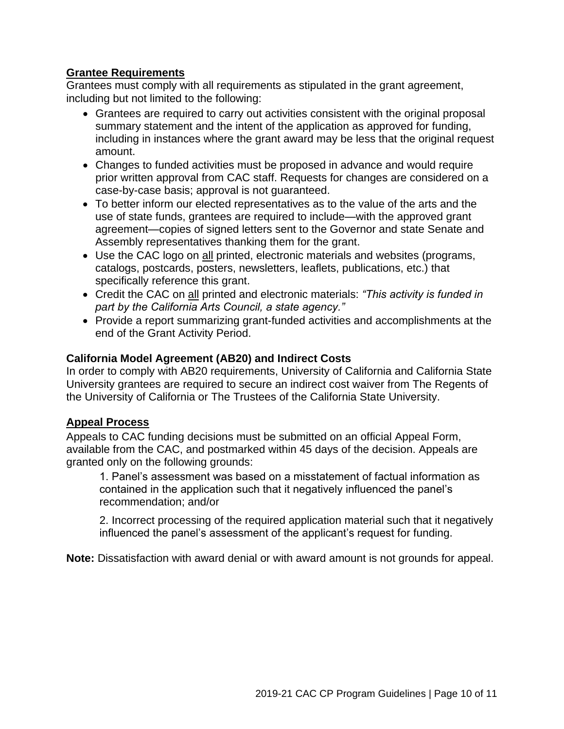## Grantee Requirements

Grantees must comply with all requirements as stipulated in the grant agreement, including but not limited to the following:

- Grantees are required to carry out activities consistent with the original proposal summary statement and the intent of the application as approved for funding, including in instances where the grant award may be less that the original request amount.
- Changes to funded activities must be proposed in advance and would require prior written approval from CAC staff. Requests for changes are considered on a case-by-case basis; approval is not guaranteed.
- To better inform our elected representatives as to the value of the arts and the use of state funds, grantees are required to include—with the approved grant agreement—copies of signed letters sent to the Governor and state Senate and Assembly representatives thanking them for the grant.
- Use the CAC logo on all printed, electronic materials and websites (programs, catalogs, postcards, posters, newsletters, leaflets, publications, etc.) that specifically reference this grant.
- Credit the CAC on all printed and electronic materials: *"This activity is funded in part by the California Arts Council, a state agency."*
- Provide a report summarizing grant-funded activities and accomplishments at the end of the Grant Activity Period.

### California Model Agreement (AB20) and Indirect Costs

In order to comply with AB20 requirements, University of California and California State University grantees are required to secure an indirect cost waiver from The Regents of the University of California or The Trustees of the California State University.

## Appeal Process

Appeals to CAC funding decisions must be submitted on an official Appeal Form, available from the CAC, and postmarked within 45 days of the decision. Appeals are granted only on the following grounds:

1. Panel's assessment was based on a misstatement of factual information as contained in the application such that it negatively influenced the panel's recommendation; and/or

2. Incorrect processing of the required application material such that it negatively influenced the panel's assessment of the applicant's request for funding.

**Note:** Dissatisfaction with award denial or with award amount is not grounds for appeal.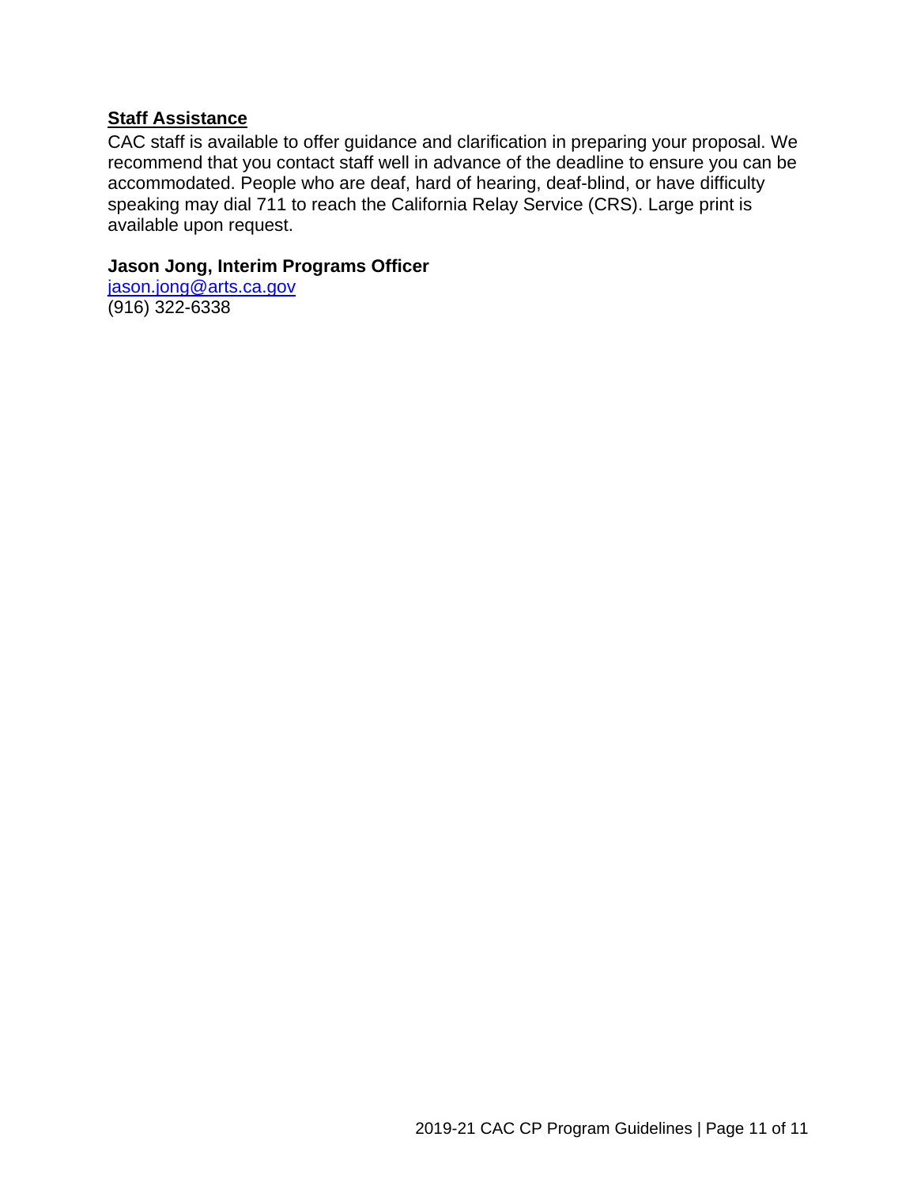## Staff Assistance

CAC staff is available to offer guidance and clarification in preparing your proposal. We recommend that you contact staff well in advance of the deadline to ensure you can be accommodated. People who are deaf, hard of hearing, deaf-blind, or have difficulty speaking may dial 711 to reach the California Relay Service (CRS). Large print is available upon request.

**Jason Jong, Interim Programs Officer**
[jason.jong@arts.ca.gov](mailto:jason.jong@arts.ca.gov)
(916) 322-6338